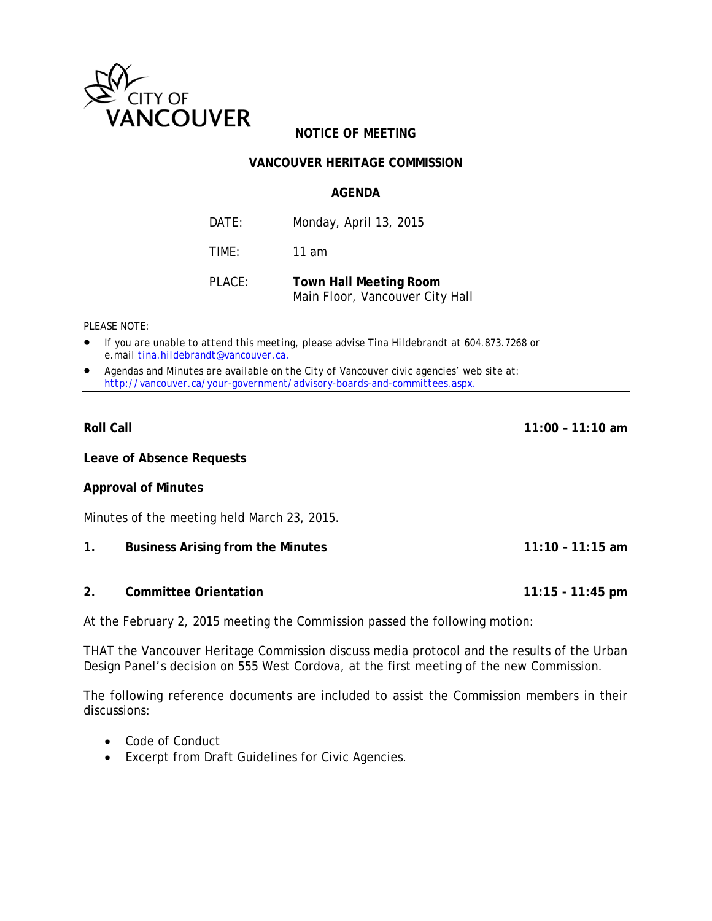CITY OF VANCOUVER

# NOTICE OF MEETING

## VANCOUVER HERITAGE COMMISSION

## AGENDA

DATE: Monday, April 13, 2015

TIME: 11 am

PLACE: **Town Hall Meeting Room**
Main Floor, Vancouver City Hall

PLEASE NOTE:

- If you are unable to attend this meeting, please advise Tina Hildebrandt at 604.873.7268 or e.mail tina.hildebrandt@vancouver.ca.
- Agendas and Minutes are available on the City of Vancouver civic agencies' web site at: http://vancouver.ca/your-government/advisory-boards-and-committees.aspx.

---

**Roll Call** **11:00 – 11:10 am**

**Leave of Absence Requests**

**Approval of Minutes**

Minutes of the meeting held March 23, 2015.

**1. Business Arising from the Minutes** **11:10 – 11:15 am**

**2. Committee Orientation** **11:15 - 11:45 pm**

At the February 2, 2015 meeting the Commission passed the following motion:

THAT the Vancouver Heritage Commission discuss media protocol and the results of the Urban Design Panel's decision on 555 West Cordova, at the first meeting of the new Commission.

The following reference documents are included to assist the Commission members in their discussions:

- Code of Conduct
- Excerpt from Draft Guidelines for Civic Agencies.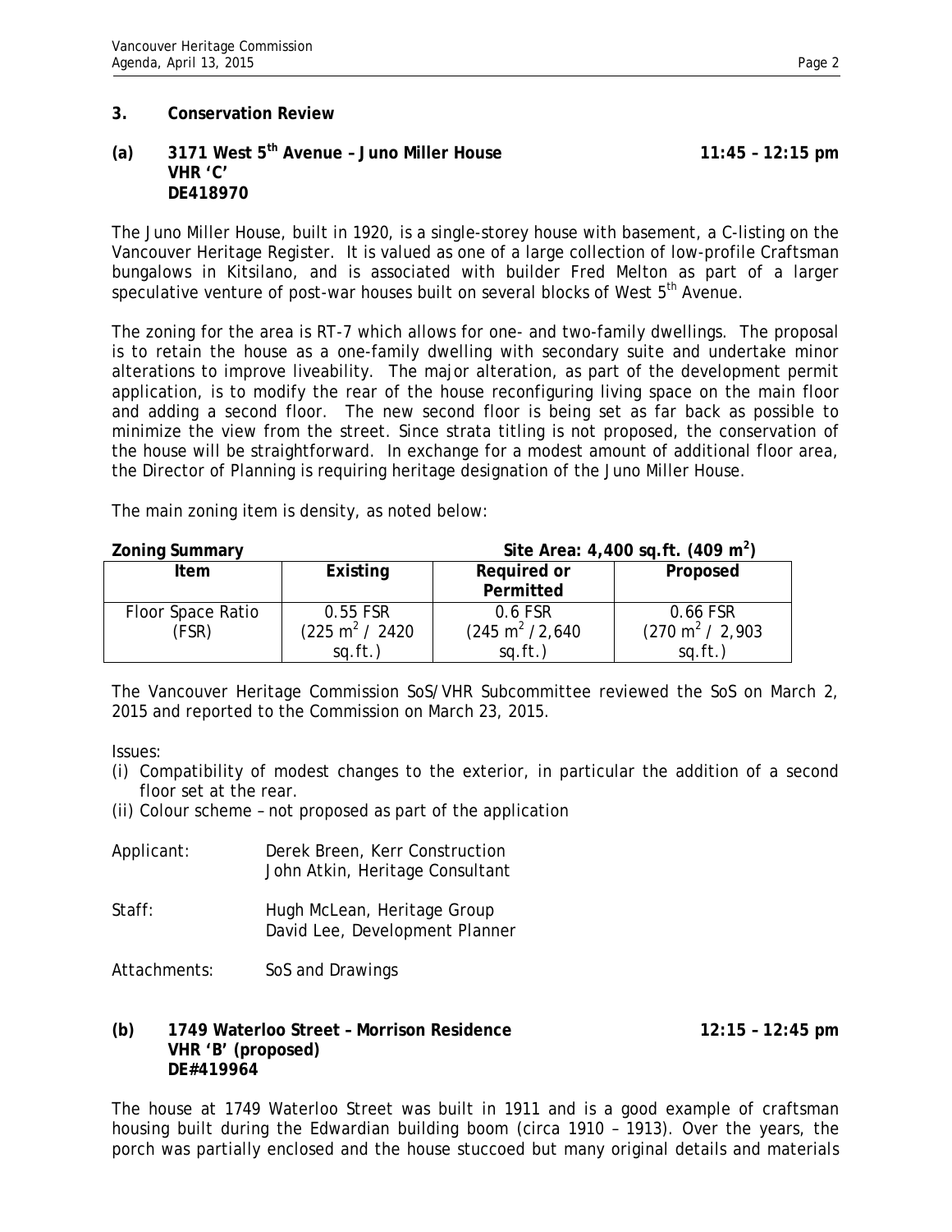## 3. Conservation Review

### (a) 3171 West 5th Avenue – Juno Miller House 11:45 – 12:15 pm
**VHR 'C'**
**DE418970**

The Juno Miller House, built in 1920, is a single-storey house with basement, a C-listing on the Vancouver Heritage Register. It is valued as one of a large collection of low-profile Craftsman bungalows in Kitsilano, and is associated with builder Fred Melton as part of a larger speculative venture of post-war houses built on several blocks of West 5th Avenue.

The zoning for the area is RT-7 which allows for one- and two-family dwellings. The proposal is to retain the house as a one-family dwelling with secondary suite and undertake minor alterations to improve liveability. The major alteration, as part of the development permit application, is to modify the rear of the house reconfiguring living space on the main floor and adding a second floor. The new second floor is being set as far back as possible to minimize the view from the street. Since strata titling is not proposed, the conservation of the house will be straightforward. In exchange for a modest amount of additional floor area, the Director of Planning is requiring heritage designation of the Juno Miller House.

The main zoning item is density, as noted below:

**Zoning Summary** **Site Area: 4,400 sq.ft. (409 $m^2$)**

| Item | Existing | Required or Permitted | Proposed |
|---|---|---|---|
| Floor Space Ratio (FSR) | 0.55 FSR (225 $m^2$ / 2420 sq.ft.) | 0.6 FSR (245 $m^2$ /2,640 sq.ft.) | 0.66 FSR (270 $m^2$ / 2,903 sq.ft.) |

The Vancouver Heritage Commission SoS/VHR Subcommittee reviewed the SoS on March 2, 2015 and reported to the Commission on March 23, 2015.

Issues:

(i) Compatibility of modest changes to the exterior, in particular the addition of a second floor set at the rear.
(ii) Colour scheme – not proposed as part of the application

Applicant: Derek Breen, Kerr Construction
John Atkin, Heritage Consultant

Staff: Hugh McLean, Heritage Group
David Lee, Development Planner

Attachments: SoS and Drawings

### (b) 1749 Waterloo Street – Morrison Residence 12:15 – 12:45 pm
**VHR 'B' (proposed)**
**DE#419964**

The house at 1749 Waterloo Street was built in 1911 and is a good example of craftsman housing built during the Edwardian building boom (circa 1910 – 1913). Over the years, the porch was partially enclosed and the house stuccoed but many original details and materials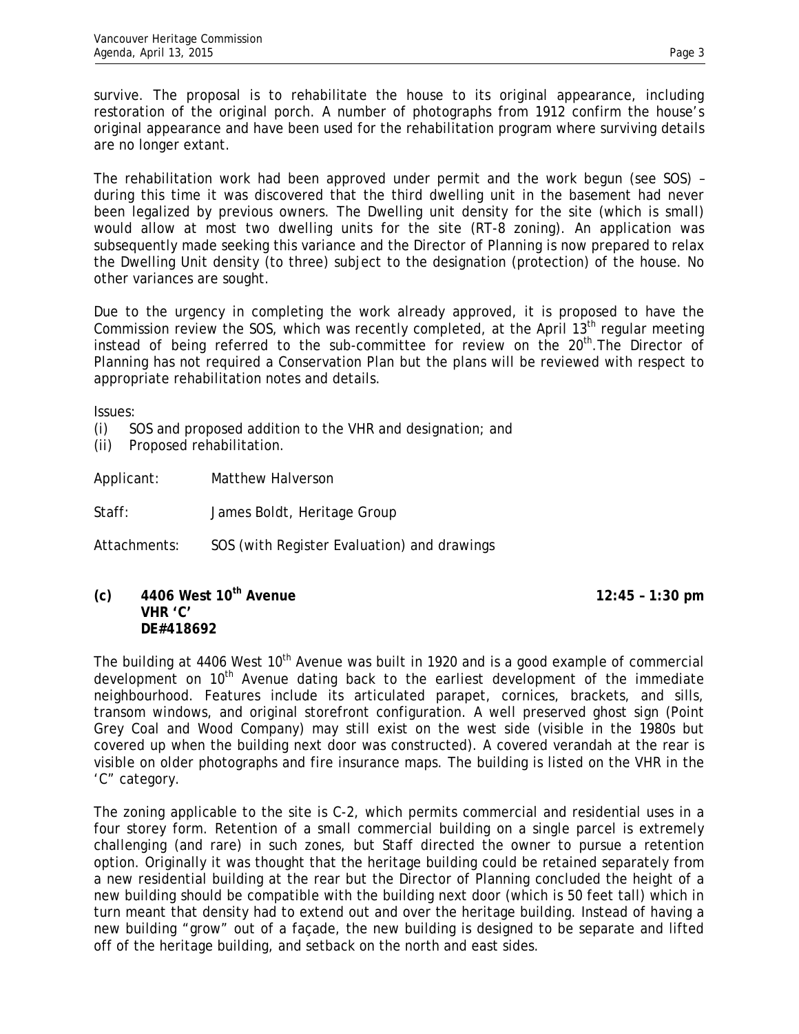survive. The proposal is to rehabilitate the house to its original appearance, including restoration of the original porch. A number of photographs from 1912 confirm the house's original appearance and have been used for the rehabilitation program where surviving details are no longer extant.

The rehabilitation work had been approved under permit and the work begun (see SOS) – during this time it was discovered that the third dwelling unit in the basement had never been legalized by previous owners. The Dwelling unit density for the site (which is small) would allow at most two dwelling units for the site (RT-8 zoning). An application was subsequently made seeking this variance and the Director of Planning is now prepared to relax the Dwelling Unit density (to three) subject to the designation (protection) of the house. No other variances are sought.

Due to the urgency in completing the work already approved, it is proposed to have the Commission review the SOS, which was recently completed, at the April 13th regular meeting instead of being referred to the sub-committee for review on the 20th. The Director of Planning has not required a Conservation Plan but the plans will be reviewed with respect to appropriate rehabilitation notes and details.

Issues:
(i) SOS and proposed addition to the VHR and designation; and
(ii) Proposed rehabilitation.

Applicant: Matthew Halverson

Staff: James Boldt, Heritage Group

Attachments: SOS (with Register Evaluation) and drawings

**(c) 4406 West 10th Avenue — 12:45 – 1:30 pm**
**VHR 'C'**
**DE#418692**

The building at 4406 West 10th Avenue was built in 1920 and is a good example of commercial development on 10th Avenue dating back to the earliest development of the immediate neighbourhood. Features include its articulated parapet, cornices, brackets, and sills, transom windows, and original storefront configuration. A well preserved ghost sign (Point Grey Coal and Wood Company) may still exist on the west side (visible in the 1980s but covered up when the building next door was constructed). A covered verandah at the rear is visible on older photographs and fire insurance maps. The building is listed on the VHR in the 'C" category.

The zoning applicable to the site is C-2, which permits commercial and residential uses in a four storey form. Retention of a small commercial building on a single parcel is extremely challenging (and rare) in such zones, but Staff directed the owner to pursue a retention option. Originally it was thought that the heritage building could be retained separately from a new residential building at the rear but the Director of Planning concluded the height of a new building should be compatible with the building next door (which is 50 feet tall) which in turn meant that density had to extend out and over the heritage building. Instead of having a new building "grow" out of a façade, the new building is designed to be separate and lifted off of the heritage building, and setback on the north and east sides.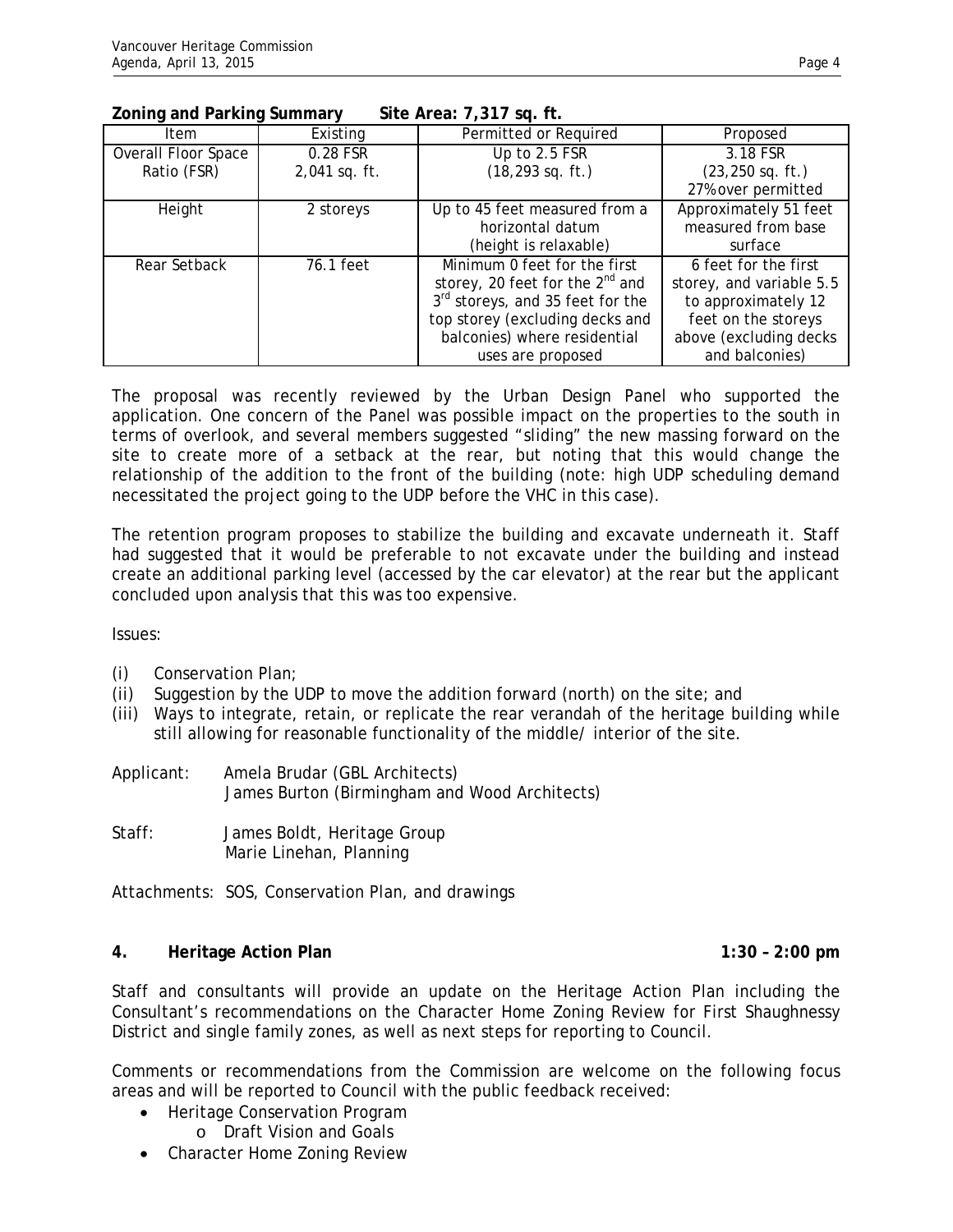**Zoning and Parking Summary Site Area: 7,317 sq. ft.**

| Item | Existing | Permitted or Required | Proposed |
|---|---|---|---|
| Overall Floor Space Ratio (FSR) | 0.28 FSR 2,041 sq. ft. | Up to 2.5 FSR (18,293 sq. ft.) | 3.18 FSR (23,250 sq. ft.) 27% over permitted |
| Height | 2 storeys | Up to 45 feet measured from a horizontal datum (height is relaxable) | Approximately 51 feet measured from base surface |
| Rear Setback | 76.1 feet | Minimum 0 feet for the first storey, 20 feet for the 2nd and 3rd storeys, and 35 feet for the top storey (excluding decks and balconies) where residential uses are proposed | 6 feet for the first storey, and variable 5.5 to approximately 12 feet on the storeys above (excluding decks and balconies) |

The proposal was recently reviewed by the Urban Design Panel who supported the application. One concern of the Panel was possible impact on the properties to the south in terms of overlook, and several members suggested "sliding" the new massing forward on the site to create more of a setback at the rear, but noting that this would change the relationship of the addition to the front of the building (note: high UDP scheduling demand necessitated the project going to the UDP before the VHC in this case).

The retention program proposes to stabilize the building and excavate underneath it. Staff had suggested that it would be preferable to not excavate under the building and instead create an additional parking level (accessed by the car elevator) at the rear but the applicant concluded upon analysis that this was too expensive.

Issues:

(i) Conservation Plan;
(ii) Suggestion by the UDP to move the addition forward (north) on the site; and
(iii) Ways to integrate, retain, or replicate the rear verandah of the heritage building while still allowing for reasonable functionality of the middle/ interior of the site.

Applicant: Amela Brudar (GBL Architects)
James Burton (Birmingham and Wood Architects)

Staff: James Boldt, Heritage Group
Marie Linehan, Planning

Attachments: SOS, Conservation Plan, and drawings

**4. Heritage Action Plan 1:30 – 2:00 pm**

Staff and consultants will provide an update on the Heritage Action Plan including the Consultant's recommendations on the Character Home Zoning Review for First Shaughnessy District and single family zones, as well as next steps for reporting to Council.

Comments or recommendations from the Commission are welcome on the following focus areas and will be reported to Council with the public feedback received:

- Heritage Conservation Program
    - Draft Vision and Goals
- Character Home Zoning Review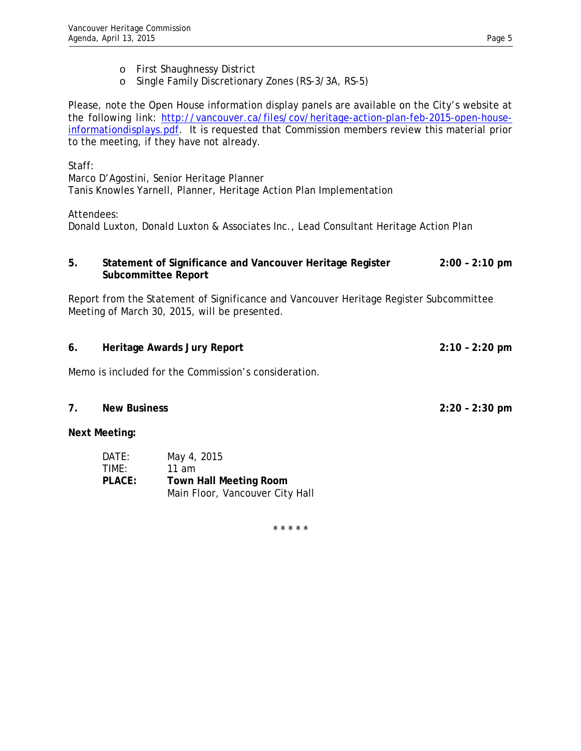- First Shaughnessy District
- Single Family Discretionary Zones (RS-3/3A, RS-5)

Please, note the Open House information display panels are available on the City's website at the following link: [http://vancouver.ca/files/cov/heritage-action-plan-feb-2015-open-house-informationdisplays.pdf](http://vancouver.ca/files/cov/heritage-action-plan-feb-2015-open-house-informationdisplays.pdf). It is requested that Commission members review this material prior to the meeting, if they have not already.

Staff:
Marco D'Agostini, Senior Heritage Planner
Tanis Knowles Yarnell, Planner, Heritage Action Plan Implementation

Attendees:
Donald Luxton, Donald Luxton & Associates Inc., Lead Consultant Heritage Action Plan

**5. Statement of Significance and Vancouver Heritage Register Subcommittee Report** **2:00 – 2:10 pm**

Report from the Statement of Significance and Vancouver Heritage Register Subcommittee Meeting of March 30, 2015, will be presented.

**6. Heritage Awards Jury Report** **2:10 – 2:20 pm**

Memo is included for the Commission's consideration.

**7. New Business** **2:20 – 2:30 pm**

**Next Meeting:**

DATE: May 4, 2015
TIME: 11 am
**PLACE:** **Town Hall Meeting Room**
Main Floor, Vancouver City Hall

* * * * *